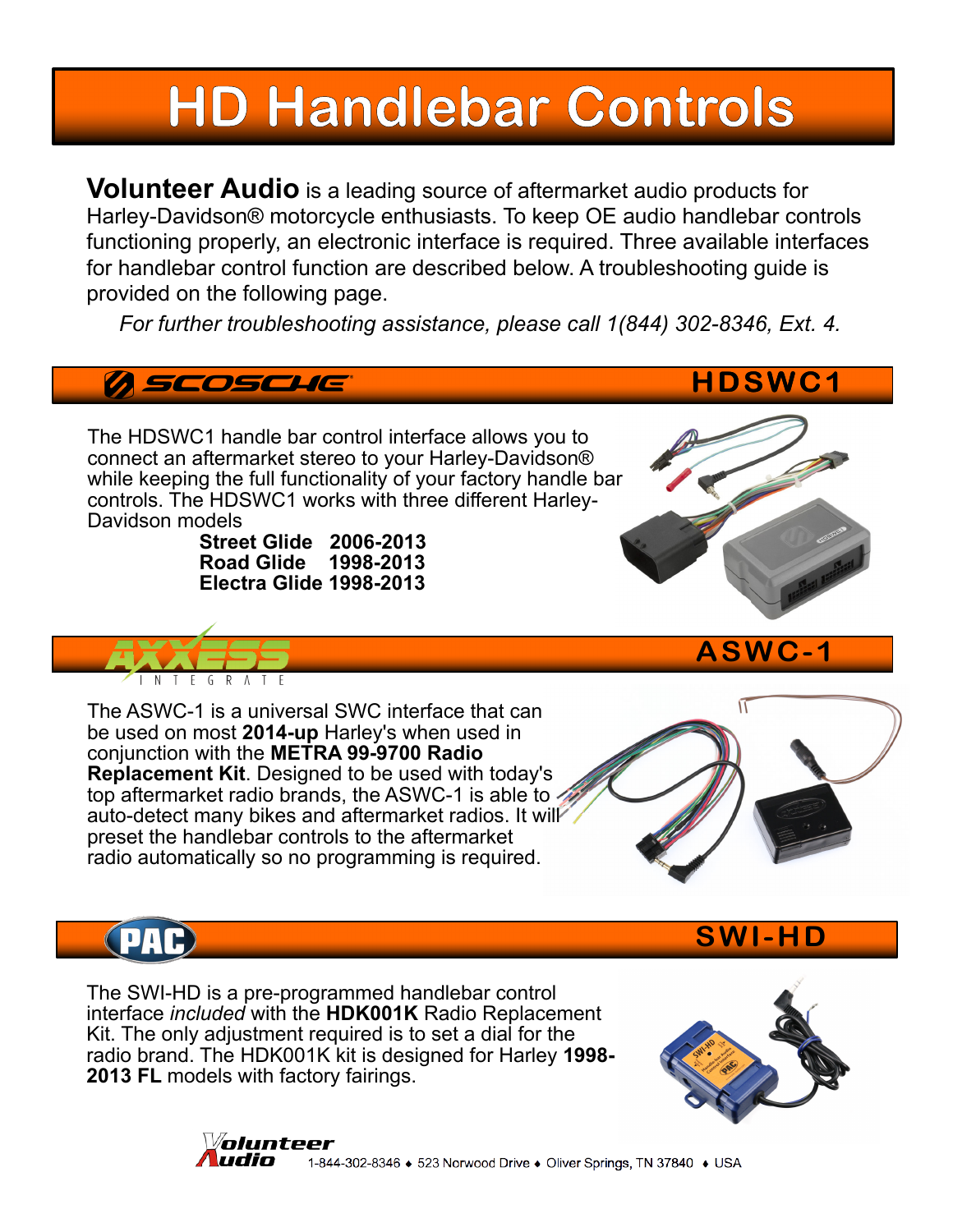# HD Handlebar Controls

**Volunteer Audio** is a leading source of aftermarket audio products for Harley-Davidson® motorcycle enthusiasts. To keep OE audio handlebar controls functioning properly, an electronic interface is required. Three available interfaces for handlebar control function are described below. A troubleshooting guide is provided on the following page.

*For further troubleshooting assistance, please call 1(844) 302-8346, Ext. 4.*

## SCOSCHE — HDSWC1

The HDSWC1 handle bar control interface allows you to connect an aftermarket stereo to your Harley-Davidson® while keeping the full functionality of your factory handle bar controls. The HDSWC1 works with three different Harley-Davidson models

**Street Glide 2006-2013**
**Road Glide 1998-2013**
**Electra Glide 1998-2013**

## AXXESS INTEGRATE — ASWC-1

The ASWC-1 is a universal SWC interface that can be used on most **2014-up** Harley's when used in conjunction with the **METRA 99-9700 Radio Replacement Kit**. Designed to be used with today's top aftermarket radio brands, the ASWC-1 is able to auto-detect many bikes and aftermarket radios. It will preset the handlebar controls to the aftermarket radio automatically so no programming is required.

## PAC — SWI-HD

The SWI-HD is a pre-programmed handlebar control interface *included* with the **HDK001K** Radio Replacement Kit. The only adjustment required is to set a dial for the radio brand. The HDK001K kit is designed for Harley **1998-2013 FL** models with factory fairings.

Volunteer Audio 1-844-302-8346 ♦ 523 Norwood Drive ♦ Oliver Springs, TN 37840 ♦ USA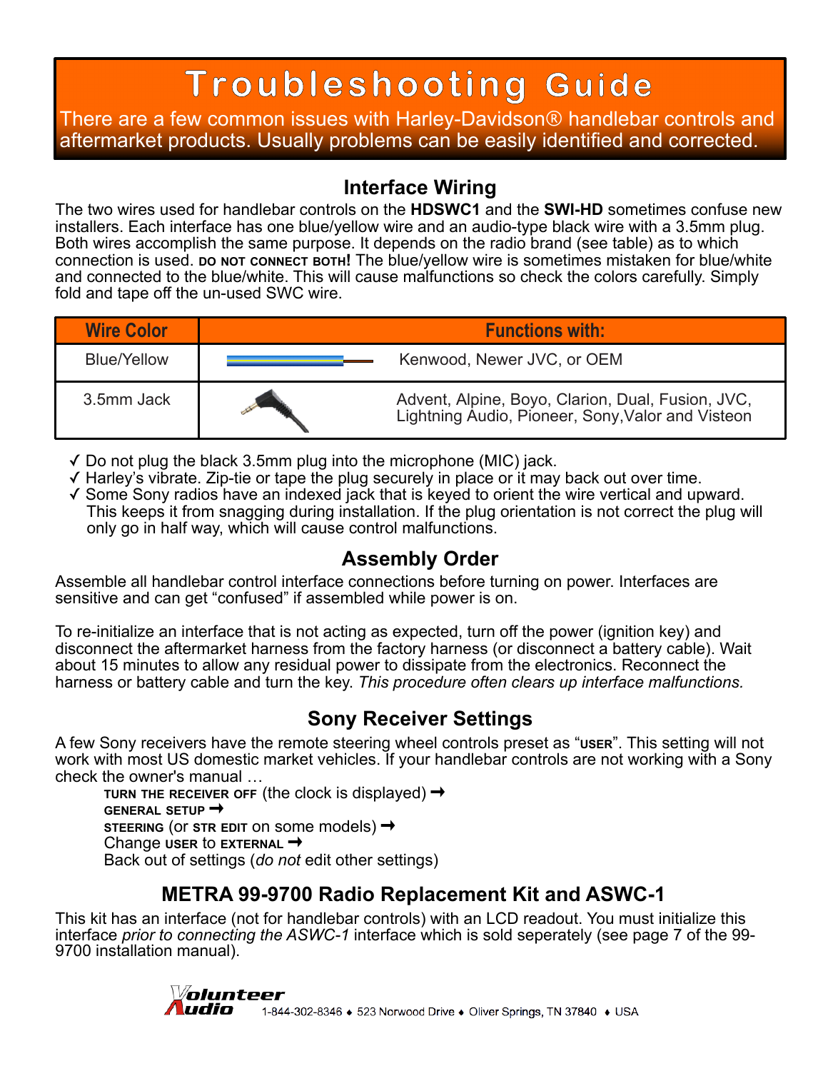# Troubleshooting Guide

There are a few common issues with Harley-Davidson® handlebar controls and aftermarket products. Usually problems can be easily identified and corrected.

## Interface Wiring

The two wires used for handlebar controls on the **HDSWC1** and the **SWI-HD** sometimes confuse new installers. Each interface has one blue/yellow wire and an audio-type black wire with a 3.5mm plug. Both wires accomplish the same purpose. It depends on the radio brand (see table) as to which connection is used. **DO NOT CONNECT BOTH!** The blue/yellow wire is sometimes mistaken for blue/white and connected to the blue/white. This will cause malfunctions so check the colors carefully. Simply fold and tape off the un-used SWC wire.

| Wire Color | Functions with: |
|---|---|
| Blue/Yellow | Kenwood, Newer JVC, or OEM |
| 3.5mm Jack | Advent, Alpine, Boyo, Clarion, Dual, Fusion, JVC, Lightning Audio, Pioneer, Sony, Valor and Visteon |

- ✓ Do not plug the black 3.5mm plug into the microphone (MIC) jack.
- ✓ Harley's vibrate. Zip-tie or tape the plug securely in place or it may back out over time.
- ✓ Some Sony radios have an indexed jack that is keyed to orient the wire vertical and upward. This keeps it from snagging during installation. If the plug orientation is not correct the plug will only go in half way, which will cause control malfunctions.

## Assembly Order

Assemble all handlebar control interface connections before turning on power. Interfaces are sensitive and can get "confused" if assembled while power is on.

To re-initialize an interface that is not acting as expected, turn off the power (ignition key) and disconnect the aftermarket harness from the factory harness (or disconnect a battery cable). Wait about 15 minutes to allow any residual power to dissipate from the electronics. Reconnect the harness or battery cable and turn the key. *This procedure often clears up interface malfunctions.*

## Sony Receiver Settings

A few Sony receivers have the remote steering wheel controls preset as "**USER**". This setting will not work with most US domestic market vehicles. If your handlebar controls are not working with a Sony check the owner's manual …

**TURN THE RECEIVER OFF** (the clock is displayed) ➞
**GENERAL SETUP** ➞
**STEERING** (or **STR EDIT** on some models) ➞
Change **USER** to **EXTERNAL** ➞
Back out of settings (*do not* edit other settings)

## METRA 99-9700 Radio Replacement Kit and ASWC-1

This kit has an interface (not for handlebar controls) with an LCD readout. You must initialize this interface *prior to connecting the ASWC-1* interface which is sold seperately (see page 7 of the 99-9700 installation manual).

Volunteer Audio 1-844-302-8346 ♦ 523 Norwood Drive ♦ Oliver Springs, TN 37840 ♦ USA